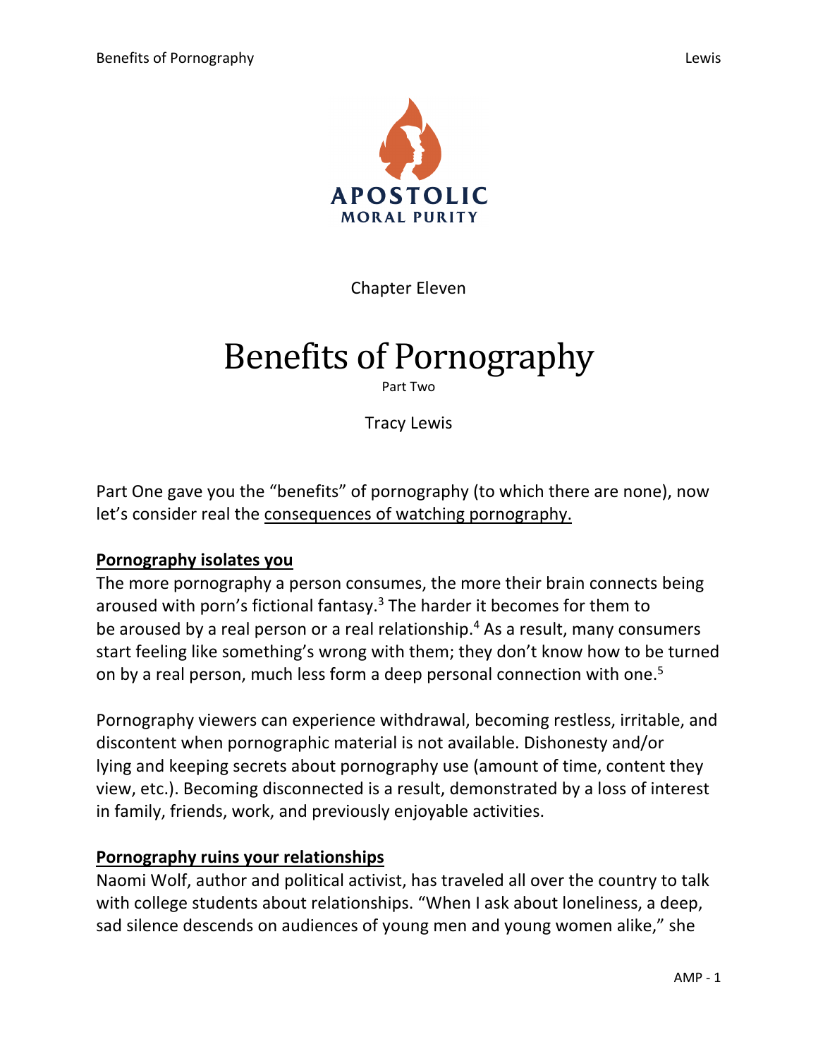APOSTOLIC
MORAL PURITY

Chapter Eleven

# Benefits of Pornography

Part Two

Tracy Lewis

Part One gave you the "benefits" of pornography (to which there are none), now let's consider real the consequences of watching pornography.

## Pornography isolates you

The more pornography a person consumes, the more their brain connects being aroused with porn's fictional fantasy.[3] The harder it becomes for them to be aroused by a real person or a real relationship.[4] As a result, many consumers start feeling like something's wrong with them; they don't know how to be turned on by a real person, much less form a deep personal connection with one.[5]

Pornography viewers can experience withdrawal, becoming restless, irritable, and discontent when pornographic material is not available. Dishonesty and/or lying and keeping secrets about pornography use (amount of time, content they view, etc.). Becoming disconnected is a result, demonstrated by a loss of interest in family, friends, work, and previously enjoyable activities.

## Pornography ruins your relationships

Naomi Wolf, author and political activist, has traveled all over the country to talk with college students about relationships. "When I ask about loneliness, a deep, sad silence descends on audiences of young men and young women alike," she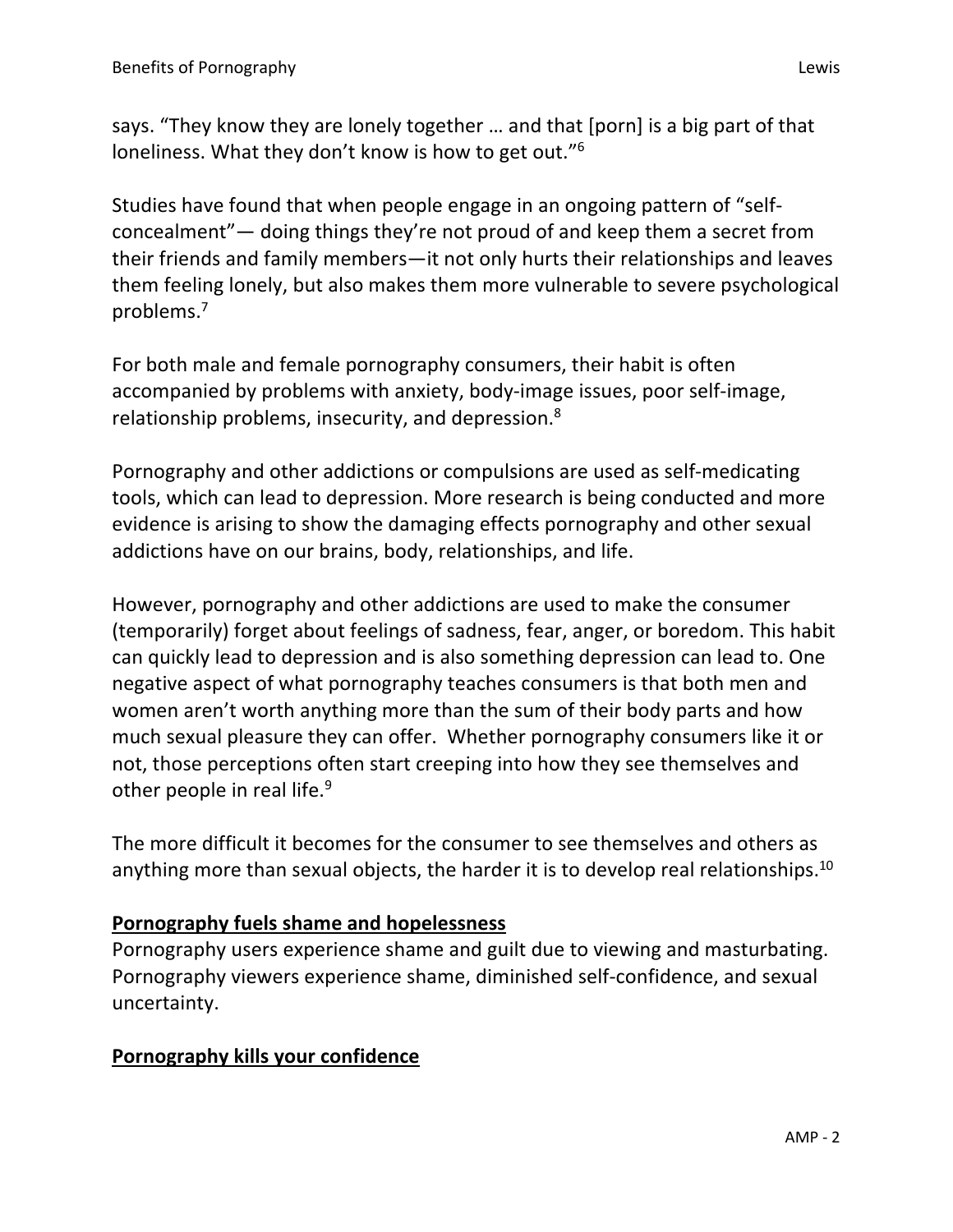says. "They know they are lonely together … and that [porn] is a big part of that loneliness. What they don't know is how to get out."[6]

Studies have found that when people engage in an ongoing pattern of "self-concealment"— doing things they're not proud of and keep them a secret from their friends and family members—it not only hurts their relationships and leaves them feeling lonely, but also makes them more vulnerable to severe psychological problems.[7]

For both male and female pornography consumers, their habit is often accompanied by problems with anxiety, body-image issues, poor self-image, relationship problems, insecurity, and depression.[8]

Pornography and other addictions or compulsions are used as self-medicating tools, which can lead to depression. More research is being conducted and more evidence is arising to show the damaging effects pornography and other sexual addictions have on our brains, body, relationships, and life.

However, pornography and other addictions are used to make the consumer (temporarily) forget about feelings of sadness, fear, anger, or boredom. This habit can quickly lead to depression and is also something depression can lead to. One negative aspect of what pornography teaches consumers is that both men and women aren't worth anything more than the sum of their body parts and how much sexual pleasure they can offer. Whether pornography consumers like it or not, those perceptions often start creeping into how they see themselves and other people in real life.[9]

The more difficult it becomes for the consumer to see themselves and others as anything more than sexual objects, the harder it is to develop real relationships.[10]

**Pornography fuels shame and hopelessness**

Pornography users experience shame and guilt due to viewing and masturbating. Pornography viewers experience shame, diminished self-confidence, and sexual uncertainty.

**Pornography kills your confidence**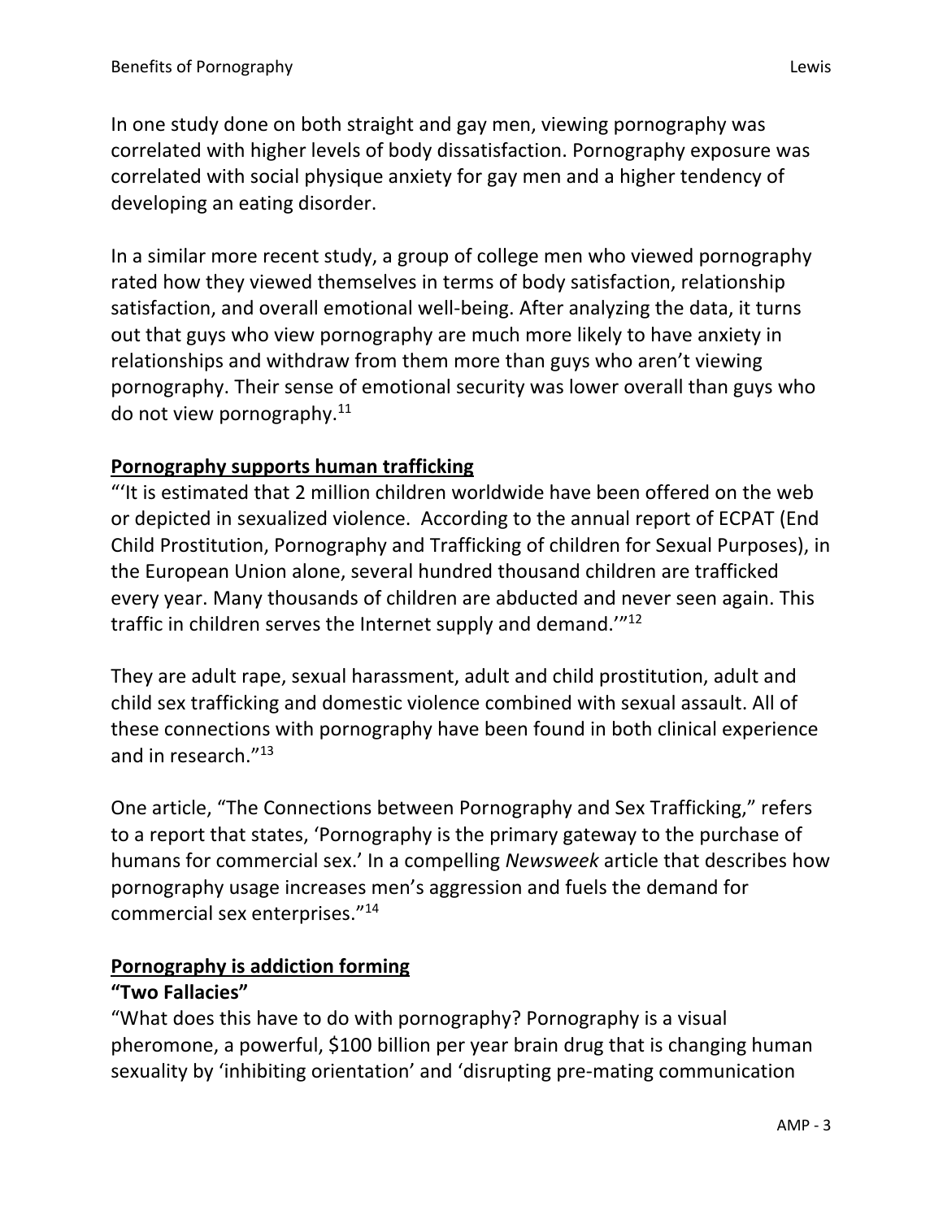In one study done on both straight and gay men, viewing pornography was correlated with higher levels of body dissatisfaction. Pornography exposure was correlated with social physique anxiety for gay men and a higher tendency of developing an eating disorder.

In a similar more recent study, a group of college men who viewed pornography rated how they viewed themselves in terms of body satisfaction, relationship satisfaction, and overall emotional well-being. After analyzing the data, it turns out that guys who view pornography are much more likely to have anxiety in relationships and withdraw from them more than guys who aren't viewing pornography. Their sense of emotional security was lower overall than guys who do not view pornography.[11]

**<u>Pornography supports human trafficking</u>**

"'It is estimated that 2 million children worldwide have been offered on the web or depicted in sexualized violence. According to the annual report of ECPAT (End Child Prostitution, Pornography and Trafficking of children for Sexual Purposes), in the European Union alone, several hundred thousand children are trafficked every year. Many thousands of children are abducted and never seen again. This traffic in children serves the Internet supply and demand.'"[12]

They are adult rape, sexual harassment, adult and child prostitution, adult and child sex trafficking and domestic violence combined with sexual assault. All of these connections with pornography have been found in both clinical experience and in research."[13]

One article, "The Connections between Pornography and Sex Trafficking," refers to a report that states, 'Pornography is the primary gateway to the purchase of humans for commercial sex.' In a compelling *Newsweek* article that describes how pornography usage increases men's aggression and fuels the demand for commercial sex enterprises."[14]

**<u>Pornography is addiction forming</u>**

**"Two Fallacies"**

"What does this have to do with pornography? Pornography is a visual pheromone, a powerful, $100 billion per year brain drug that is changing human sexuality by 'inhibiting orientation' and 'disrupting pre-mating communication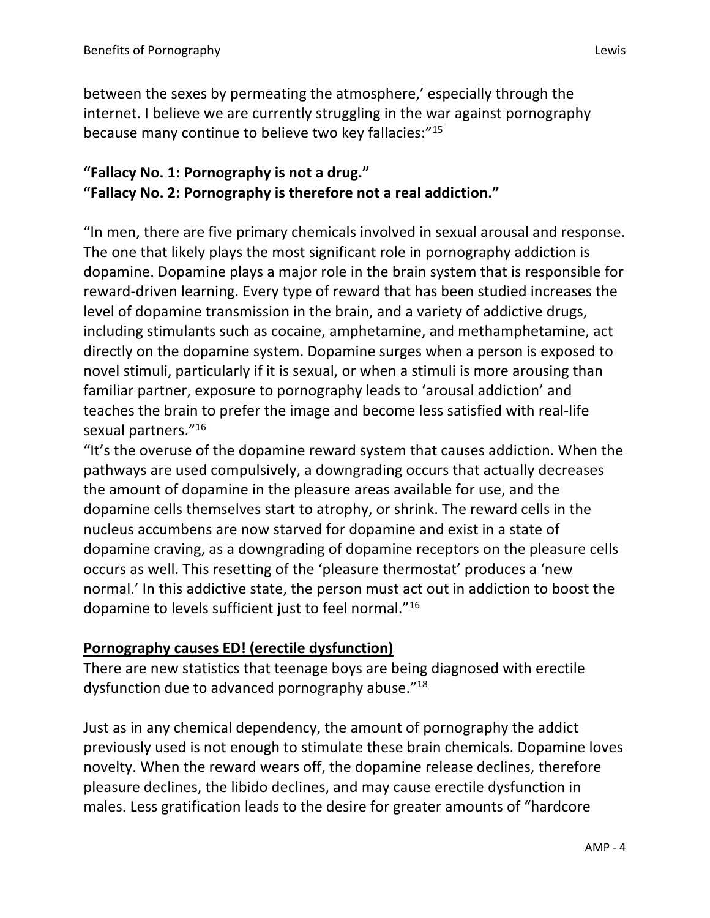between the sexes by permeating the atmosphere,' especially through the internet. I believe we are currently struggling in the war against pornography because many continue to believe two key fallacies:"[15]

**"Fallacy No. 1: Pornography is not a drug."**
**"Fallacy No. 2: Pornography is therefore not a real addiction."**

"In men, there are five primary chemicals involved in sexual arousal and response. The one that likely plays the most significant role in pornography addiction is dopamine. Dopamine plays a major role in the brain system that is responsible for reward-driven learning. Every type of reward that has been studied increases the level of dopamine transmission in the brain, and a variety of addictive drugs, including stimulants such as cocaine, amphetamine, and methamphetamine, act directly on the dopamine system. Dopamine surges when a person is exposed to novel stimuli, particularly if it is sexual, or when a stimuli is more arousing than familiar partner, exposure to pornography leads to 'arousal addiction' and teaches the brain to prefer the image and become less satisfied with real-life sexual partners."[16]

"It's the overuse of the dopamine reward system that causes addiction. When the pathways are used compulsively, a downgrading occurs that actually decreases the amount of dopamine in the pleasure areas available for use, and the dopamine cells themselves start to atrophy, or shrink. The reward cells in the nucleus accumbens are now starved for dopamine and exist in a state of dopamine craving, as a downgrading of dopamine receptors on the pleasure cells occurs as well. This resetting of the 'pleasure thermostat' produces a 'new normal.' In this addictive state, the person must act out in addiction to boost the dopamine to levels sufficient just to feel normal."[16]

**Pornography causes ED! (erectile dysfunction)**

There are new statistics that teenage boys are being diagnosed with erectile dysfunction due to advanced pornography abuse."[18]

Just as in any chemical dependency, the amount of pornography the addict previously used is not enough to stimulate these brain chemicals. Dopamine loves novelty. When the reward wears off, the dopamine release declines, therefore pleasure declines, the libido declines, and may cause erectile dysfunction in males. Less gratification leads to the desire for greater amounts of "hardcore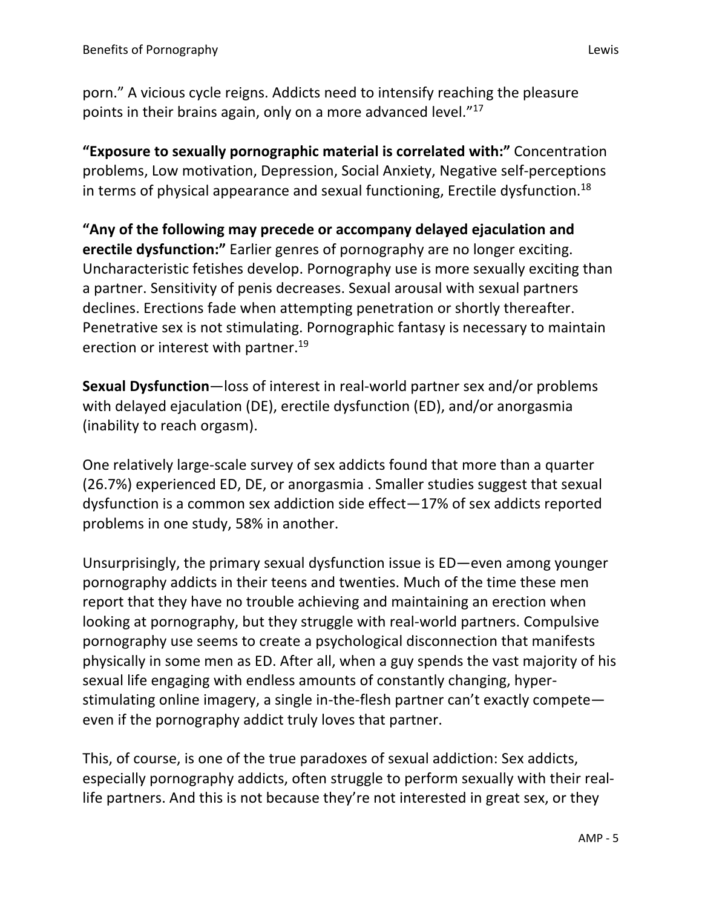porn." A vicious cycle reigns. Addicts need to intensify reaching the pleasure points in their brains again, only on a more advanced level."[17]

**"Exposure to sexually pornographic material is correlated with:"** Concentration problems, Low motivation, Depression, Social Anxiety, Negative self-perceptions in terms of physical appearance and sexual functioning, Erectile dysfunction.[18]

**"Any of the following may precede or accompany delayed ejaculation and erectile dysfunction:"** Earlier genres of pornography are no longer exciting. Uncharacteristic fetishes develop. Pornography use is more sexually exciting than a partner. Sensitivity of penis decreases. Sexual arousal with sexual partners declines. Erections fade when attempting penetration or shortly thereafter. Penetrative sex is not stimulating. Pornographic fantasy is necessary to maintain erection or interest with partner.[19]

**Sexual Dysfunction**—loss of interest in real-world partner sex and/or problems with delayed ejaculation (DE), erectile dysfunction (ED), and/or anorgasmia (inability to reach orgasm).

One relatively large-scale survey of sex addicts found that more than a quarter (26.7%) experienced ED, DE, or anorgasmia . Smaller studies suggest that sexual dysfunction is a common sex addiction side effect—17% of sex addicts reported problems in one study, 58% in another.

Unsurprisingly, the primary sexual dysfunction issue is ED—even among younger pornography addicts in their teens and twenties. Much of the time these men report that they have no trouble achieving and maintaining an erection when looking at pornography, but they struggle with real-world partners. Compulsive pornography use seems to create a psychological disconnection that manifests physically in some men as ED. After all, when a guy spends the vast majority of his sexual life engaging with endless amounts of constantly changing, hyper-stimulating online imagery, a single in-the-flesh partner can't exactly compete—even if the pornography addict truly loves that partner.

This, of course, is one of the true paradoxes of sexual addiction: Sex addicts, especially pornography addicts, often struggle to perform sexually with their real-life partners. And this is not because they're not interested in great sex, or they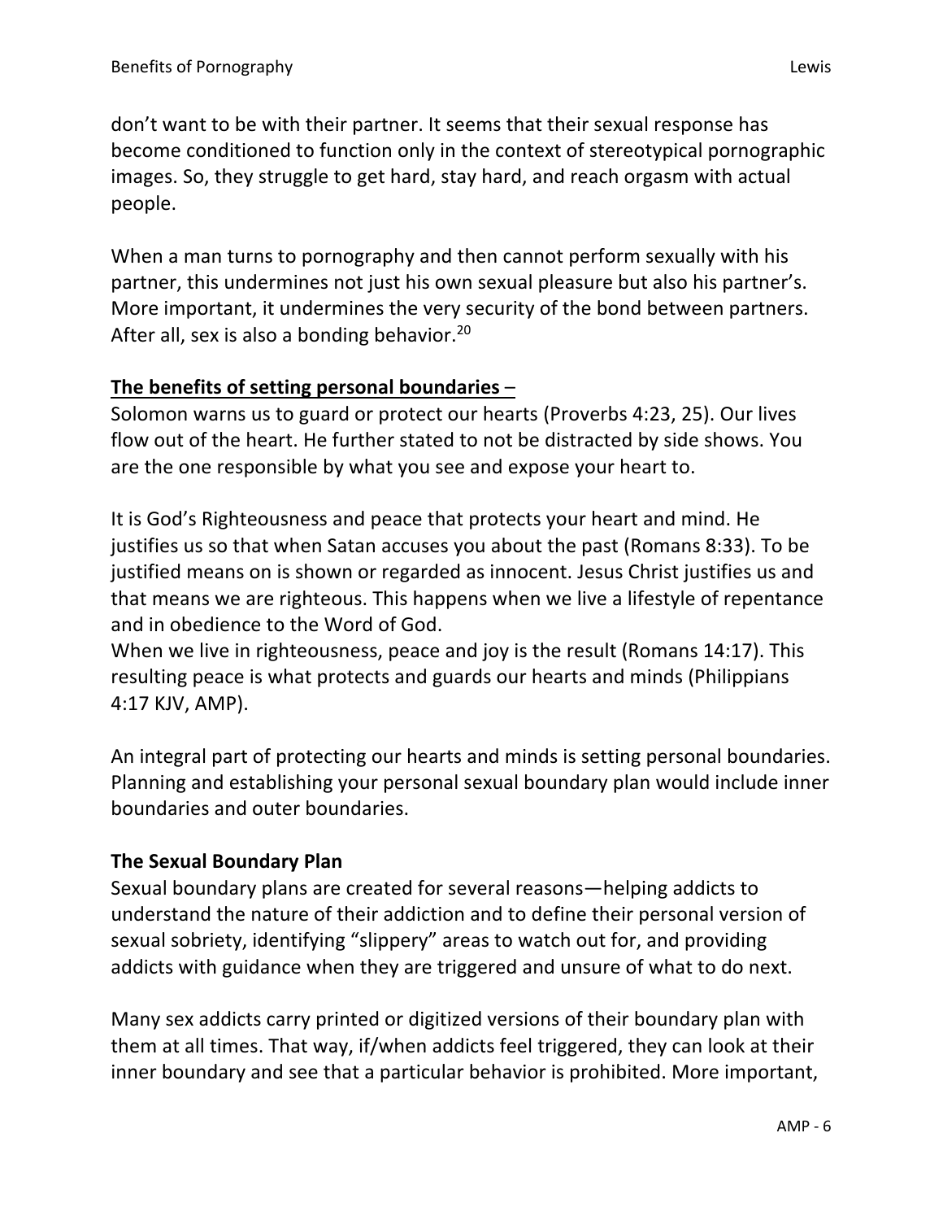don't want to be with their partner. It seems that their sexual response has become conditioned to function only in the context of stereotypical pornographic images. So, they struggle to get hard, stay hard, and reach orgasm with actual people.

When a man turns to pornography and then cannot perform sexually with his partner, this undermines not just his own sexual pleasure but also his partner's. More important, it undermines the very security of the bond between partners. After all, sex is also a bonding behavior.[20]

**<u>The benefits of setting personal boundaries</u>** –

Solomon warns us to guard or protect our hearts (Proverbs 4:23, 25). Our lives flow out of the heart. He further stated to not be distracted by side shows. You are the one responsible by what you see and expose your heart to.

It is God's Righteousness and peace that protects your heart and mind. He justifies us so that when Satan accuses you about the past (Romans 8:33). To be justified means on is shown or regarded as innocent. Jesus Christ justifies us and that means we are righteous. This happens when we live a lifestyle of repentance and in obedience to the Word of God.
When we live in righteousness, peace and joy is the result (Romans 14:17). This resulting peace is what protects and guards our hearts and minds (Philippians 4:17 KJV, AMP).

An integral part of protecting our hearts and minds is setting personal boundaries. Planning and establishing your personal sexual boundary plan would include inner boundaries and outer boundaries.

**The Sexual Boundary Plan**

Sexual boundary plans are created for several reasons—helping addicts to understand the nature of their addiction and to define their personal version of sexual sobriety, identifying "slippery" areas to watch out for, and providing addicts with guidance when they are triggered and unsure of what to do next.

Many sex addicts carry printed or digitized versions of their boundary plan with them at all times. That way, if/when addicts feel triggered, they can look at their inner boundary and see that a particular behavior is prohibited. More important,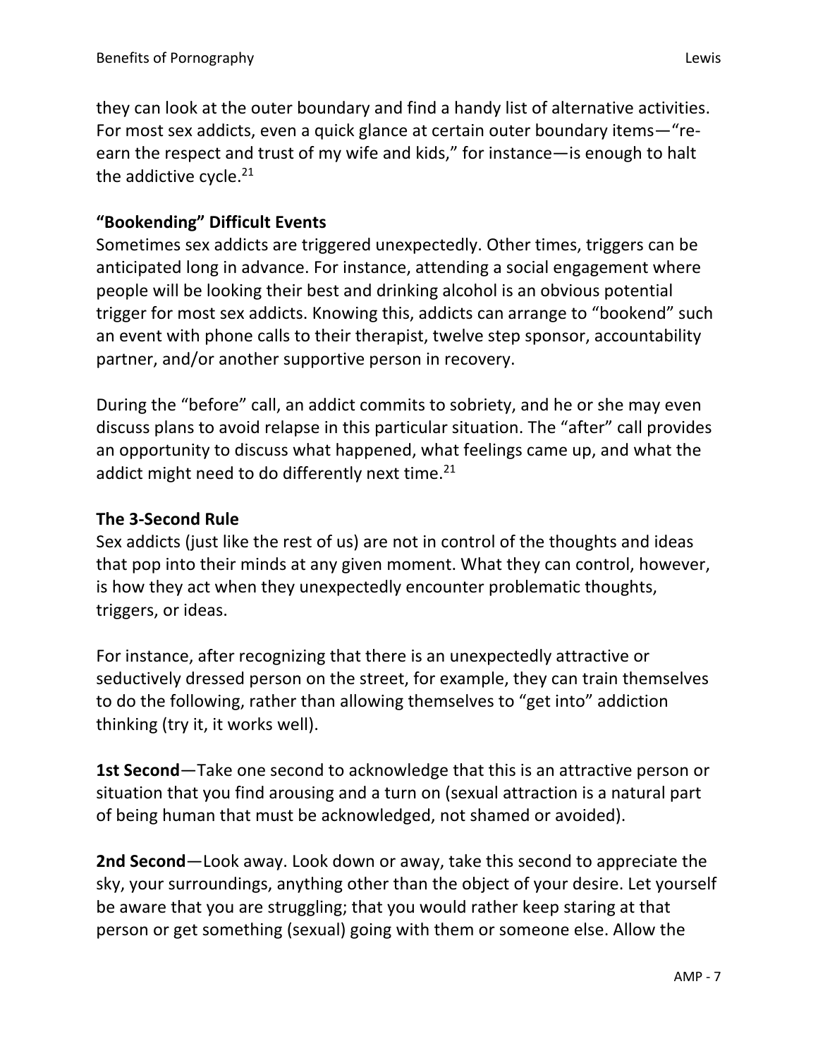they can look at the outer boundary and find a handy list of alternative activities. For most sex addicts, even a quick glance at certain outer boundary items—"re-earn the respect and trust of my wife and kids," for instance—is enough to halt the addictive cycle.[21]

### "Bookending" Difficult Events

Sometimes sex addicts are triggered unexpectedly. Other times, triggers can be anticipated long in advance. For instance, attending a social engagement where people will be looking their best and drinking alcohol is an obvious potential trigger for most sex addicts. Knowing this, addicts can arrange to "bookend" such an event with phone calls to their therapist, twelve step sponsor, accountability partner, and/or another supportive person in recovery.

During the "before" call, an addict commits to sobriety, and he or she may even discuss plans to avoid relapse in this particular situation. The "after" call provides an opportunity to discuss what happened, what feelings came up, and what the addict might need to do differently next time.[21]

### The 3-Second Rule

Sex addicts (just like the rest of us) are not in control of the thoughts and ideas that pop into their minds at any given moment. What they can control, however, is how they act when they unexpectedly encounter problematic thoughts, triggers, or ideas.

For instance, after recognizing that there is an unexpectedly attractive or seductively dressed person on the street, for example, they can train themselves to do the following, rather than allowing themselves to "get into" addiction thinking (try it, it works well).

**1st Second**—Take one second to acknowledge that this is an attractive person or situation that you find arousing and a turn on (sexual attraction is a natural part of being human that must be acknowledged, not shamed or avoided).

**2nd Second**—Look away. Look down or away, take this second to appreciate the sky, your surroundings, anything other than the object of your desire. Let yourself be aware that you are struggling; that you would rather keep staring at that person or get something (sexual) going with them or someone else. Allow the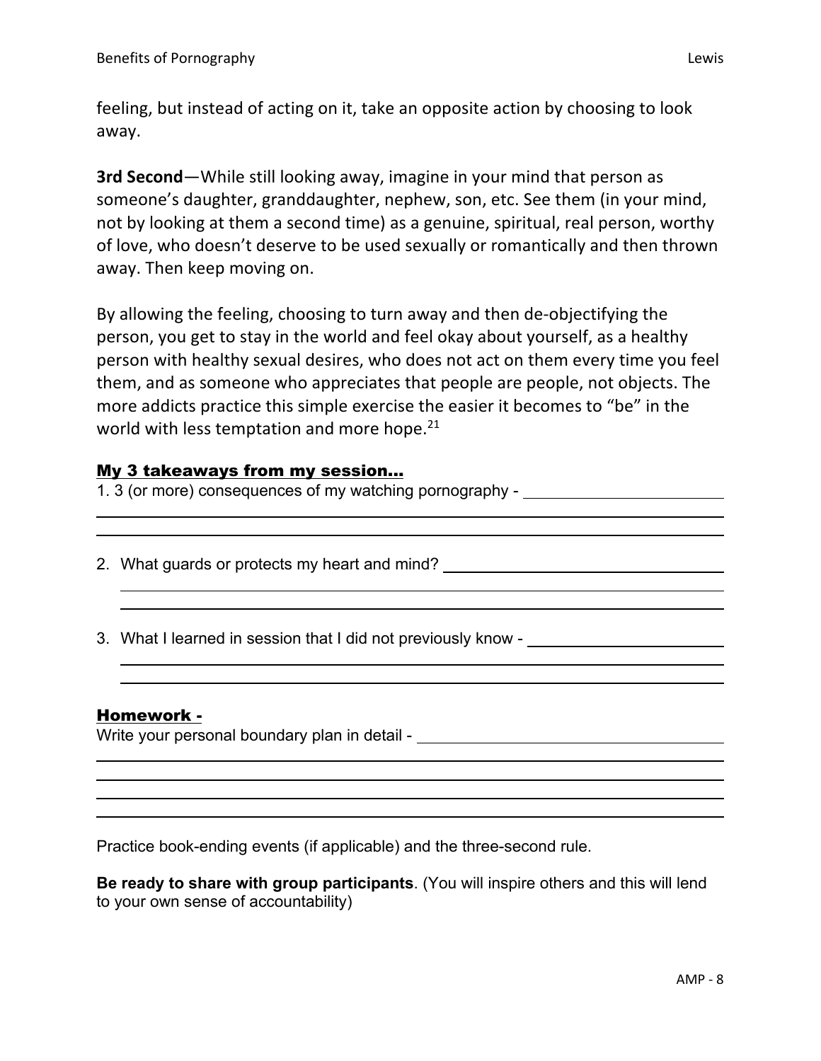feeling, but instead of acting on it, take an opposite action by choosing to look away.

**3rd Second**—While still looking away, imagine in your mind that person as someone's daughter, granddaughter, nephew, son, etc. See them (in your mind, not by looking at them a second time) as a genuine, spiritual, real person, worthy of love, who doesn't deserve to be used sexually or romantically and then thrown away. Then keep moving on.

By allowing the feeling, choosing to turn away and then de-objectifying the person, you get to stay in the world and feel okay about yourself, as a healthy person with healthy sexual desires, who does not act on them every time you feel them, and as someone who appreciates that people are people, not objects. The more addicts practice this simple exercise the easier it becomes to "be" in the world with less temptation and more hope.[21]

## My 3 takeaways from my session...

1. 3 (or more) consequences of my watching pornography - ______________________

2. What guards or protects my heart and mind? ______________________

3. What I learned in session that I did not previously know - ______________________

## Homework -

Write your personal boundary plan in detail - ______________________

Practice book-ending events (if applicable) and the three-second rule.

**Be ready to share with group participants**. (You will inspire others and this will lend to your own sense of accountability)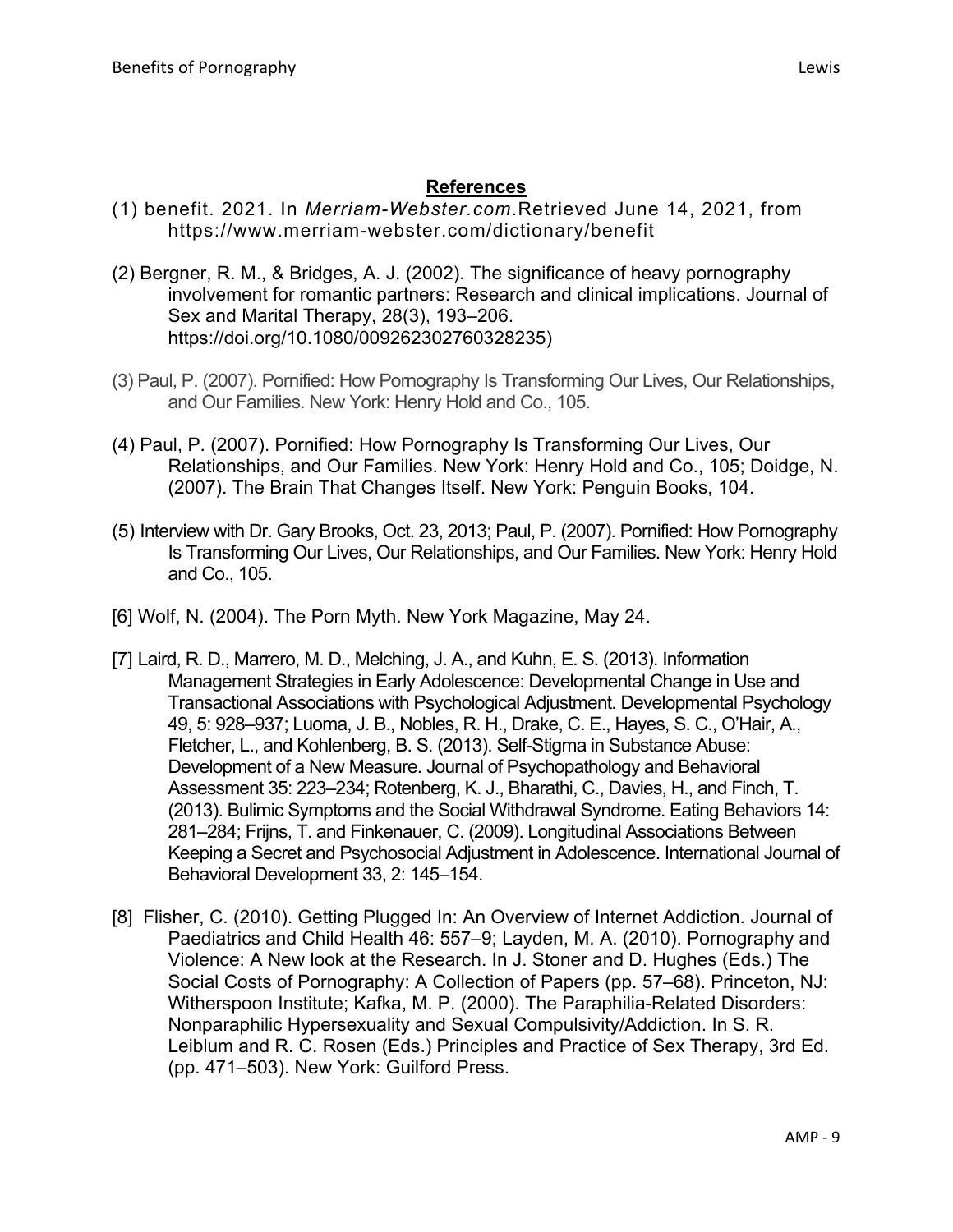## References

(1) benefit. 2021. In *Merriam-Webster.com*.Retrieved June 14, 2021, from https://www.merriam-webster.com/dictionary/benefit

(2) Bergner, R. M., & Bridges, A. J. (2002). The significance of heavy pornography involvement for romantic partners: Research and clinical implications. Journal of Sex and Marital Therapy, 28(3), 193–206. https://doi.org/10.1080/009262302760328235)

(3) Paul, P. (2007). Pornified: How Pornography Is Transforming Our Lives, Our Relationships, and Our Families. New York: Henry Hold and Co., 105.

(4) Paul, P. (2007). Pornified: How Pornography Is Transforming Our Lives, Our Relationships, and Our Families. New York: Henry Hold and Co., 105; Doidge, N. (2007). The Brain That Changes Itself. New York: Penguin Books, 104.

(5) Interview with Dr. Gary Brooks, Oct. 23, 2013; Paul, P. (2007). Pornified: How Pornography Is Transforming Our Lives, Our Relationships, and Our Families. New York: Henry Hold and Co., 105.

[6] Wolf, N. (2004). The Porn Myth. New York Magazine, May 24.

[7] Laird, R. D., Marrero, M. D., Melching, J. A., and Kuhn, E. S. (2013). Information Management Strategies in Early Adolescence: Developmental Change in Use and Transactional Associations with Psychological Adjustment. Developmental Psychology 49, 5: 928–937; Luoma, J. B., Nobles, R. H., Drake, C. E., Hayes, S. C., O'Hair, A., Fletcher, L., and Kohlenberg, B. S. (2013). Self-Stigma in Substance Abuse: Development of a New Measure. Journal of Psychopathology and Behavioral Assessment 35: 223–234; Rotenberg, K. J., Bharathi, C., Davies, H., and Finch, T. (2013). Bulimic Symptoms and the Social Withdrawal Syndrome. Eating Behaviors 14: 281–284; Frijns, T. and Finkenauer, C. (2009). Longitudinal Associations Between Keeping a Secret and Psychosocial Adjustment in Adolescence. International Journal of Behavioral Development 33, 2: 145–154.

[8] Flisher, C. (2010). Getting Plugged In: An Overview of Internet Addiction. Journal of Paediatrics and Child Health 46: 557–9; Layden, M. A. (2010). Pornography and Violence: A New look at the Research. In J. Stoner and D. Hughes (Eds.) The Social Costs of Pornography: A Collection of Papers (pp. 57–68). Princeton, NJ: Witherspoon Institute; Kafka, M. P. (2000). The Paraphilia-Related Disorders: Nonparaphilic Hypersexuality and Sexual Compulsivity/Addiction. In S. R. Leiblum and R. C. Rosen (Eds.) Principles and Practice of Sex Therapy, 3rd Ed. (pp. 471–503). New York: Guilford Press.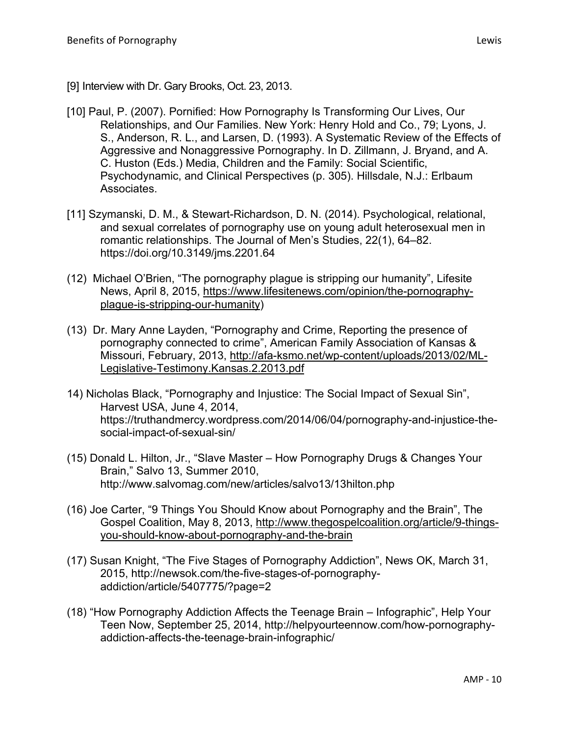[9] Interview with Dr. Gary Brooks, Oct. 23, 2013.

[10] Paul, P. (2007). Pornified: How Pornography Is Transforming Our Lives, Our Relationships, and Our Families. New York: Henry Hold and Co., 79; Lyons, J. S., Anderson, R. L., and Larsen, D. (1993). A Systematic Review of the Effects of Aggressive and Nonaggressive Pornography. In D. Zillmann, J. Bryand, and A. C. Huston (Eds.) Media, Children and the Family: Social Scientific, Psychodynamic, and Clinical Perspectives (p. 305). Hillsdale, N.J.: Erlbaum Associates.

[11] Szymanski, D. M., & Stewart-Richardson, D. N. (2014). Psychological, relational, and sexual correlates of pornography use on young adult heterosexual men in romantic relationships. The Journal of Men's Studies, 22(1), 64–82. https://doi.org/10.3149/jms.2201.64

(12) Michael O'Brien, "The pornography plague is stripping our humanity", Lifesite News, April 8, 2015, https://www.lifesitenews.com/opinion/the-pornography-plague-is-stripping-our-humanity)

(13) Dr. Mary Anne Layden, "Pornography and Crime, Reporting the presence of pornography connected to crime", American Family Association of Kansas & Missouri, February, 2013, http://afa-ksmo.net/wp-content/uploads/2013/02/ML-Legislative-Testimony.Kansas.2.2013.pdf

14) Nicholas Black, "Pornography and Injustice: The Social Impact of Sexual Sin", Harvest USA, June 4, 2014, https://truthandmercy.wordpress.com/2014/06/04/pornography-and-injustice-the-social-impact-of-sexual-sin/

(15) Donald L. Hilton, Jr., "Slave Master – How Pornography Drugs & Changes Your Brain," Salvo 13, Summer 2010, http://www.salvomag.com/new/articles/salvo13/13hilton.php

(16) Joe Carter, "9 Things You Should Know about Pornography and the Brain", The Gospel Coalition, May 8, 2013, http://www.thegospelcoalition.org/article/9-things-you-should-know-about-pornography-and-the-brain

(17) Susan Knight, "The Five Stages of Pornography Addiction", News OK, March 31, 2015, http://newsok.com/the-five-stages-of-pornography-addiction/article/5407775/?page=2

(18) "How Pornography Addiction Affects the Teenage Brain – Infographic", Help Your Teen Now, September 25, 2014, http://helpyourteennow.com/how-pornography-addiction-affects-the-teenage-brain-infographic/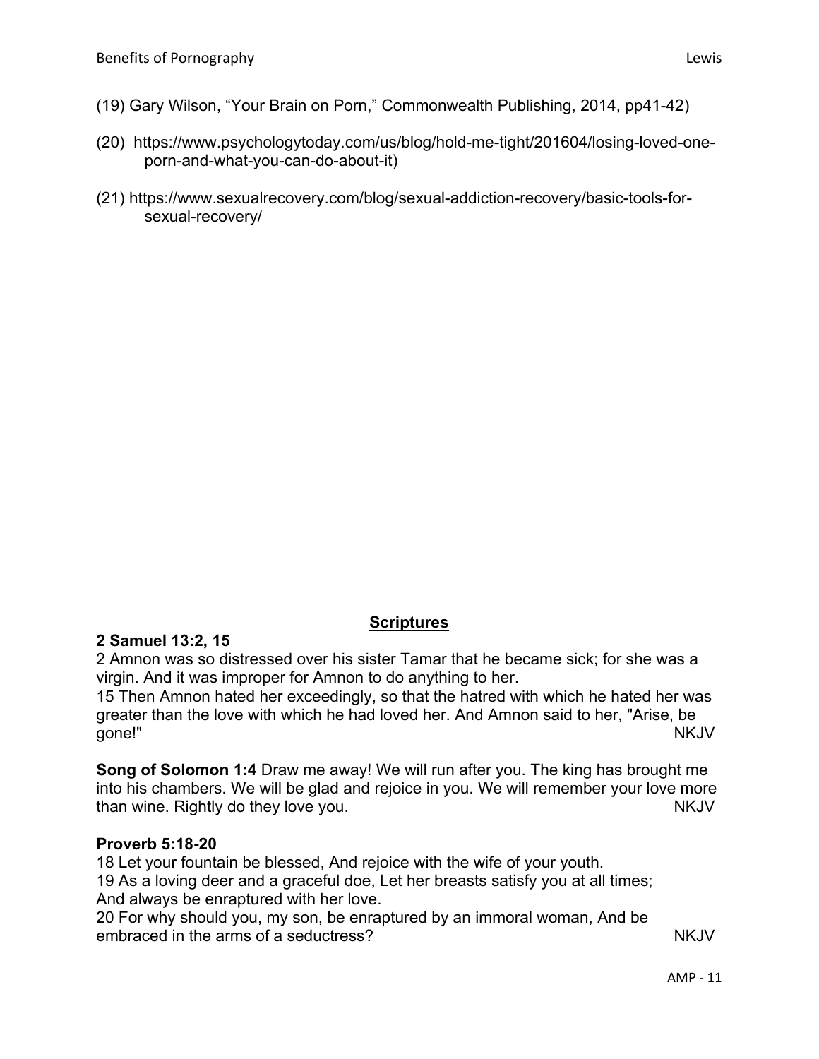(19) Gary Wilson, “Your Brain on Porn,” Commonwealth Publishing, 2014, pp41-42)

(20) https://www.psychologytoday.com/us/blog/hold-me-tight/201604/losing-loved-one-porn-and-what-you-can-do-about-it)

(21) https://www.sexualrecovery.com/blog/sexual-addiction-recovery/basic-tools-for-sexual-recovery/

## Scriptures

**2 Samuel 13:2, 15**

2 Amnon was so distressed over his sister Tamar that he became sick; for she was a virgin. And it was improper for Amnon to do anything to her.

15 Then Amnon hated her exceedingly, so that the hatred with which he hated her was greater than the love with which he had loved her. And Amnon said to her, "Arise, be gone!" NKJV

**Song of Solomon 1:4** Draw me away! We will run after you. The king has brought me into his chambers. We will be glad and rejoice in you. We will remember your love more than wine. Rightly do they love you. NKJV

**Proverb 5:18-20**

18 Let your fountain be blessed, And rejoice with the wife of your youth.

19 As a loving deer and a graceful doe, Let her breasts satisfy you at all times;
And always be enraptured with her love.

20 For why should you, my son, be enraptured by an immoral woman, And be embraced in the arms of a seductress? NKJV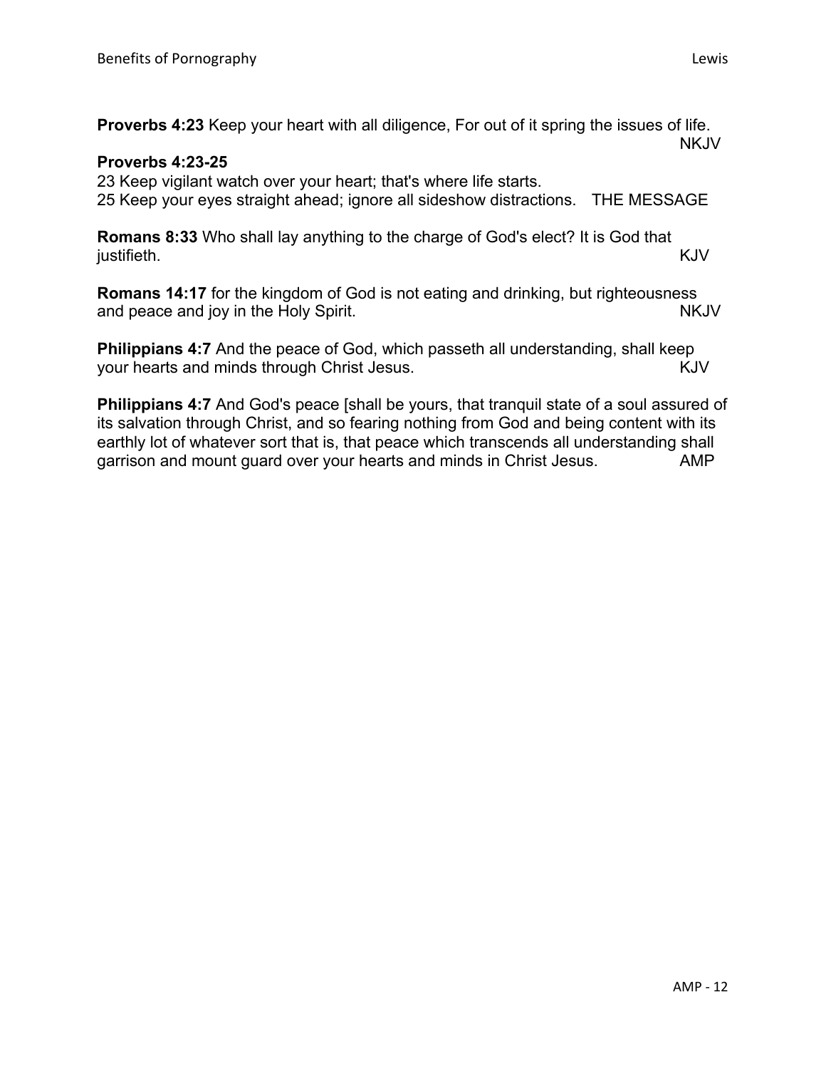**Proverbs 4:23** Keep your heart with all diligence, For out of it spring the issues of life. NKJV

**Proverbs 4:23-25**
23 Keep vigilant watch over your heart; that's where life starts.
25 Keep your eyes straight ahead; ignore all sideshow distractions. THE MESSAGE

**Romans 8:33** Who shall lay anything to the charge of God's elect? It is God that justifieth. KJV

**Romans 14:17** for the kingdom of God is not eating and drinking, but righteousness and peace and joy in the Holy Spirit. NKJV

**Philippians 4:7** And the peace of God, which passeth all understanding, shall keep your hearts and minds through Christ Jesus. KJV

**Philippians 4:7** And God's peace [shall be yours, that tranquil state of a soul assured of its salvation through Christ, and so fearing nothing from God and being content with its earthly lot of whatever sort that is, that peace which transcends all understanding shall garrison and mount guard over your hearts and minds in Christ Jesus. AMP